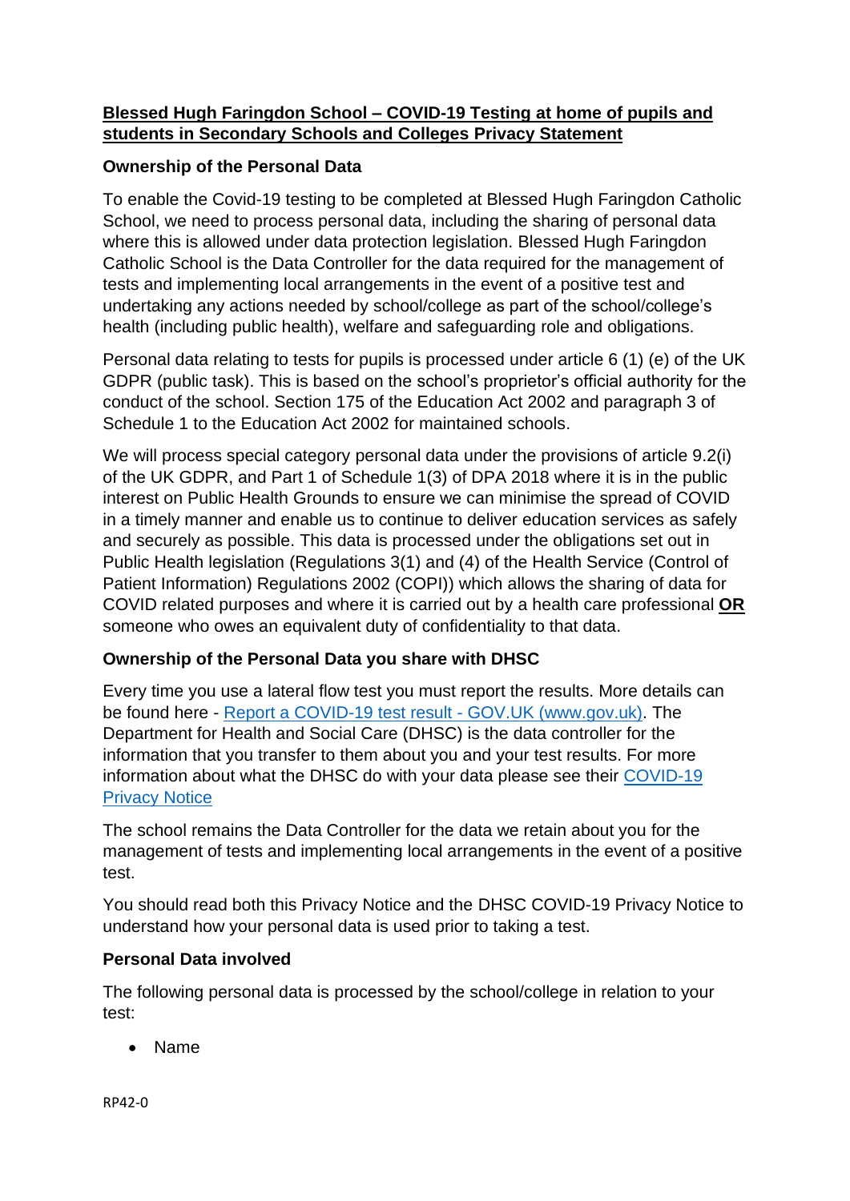**Blessed Hugh Faringdon School – COVID-19 Testing at home of pupils and students in Secondary Schools and Colleges Privacy Statement**

**Ownership of the Personal Data**

To enable the Covid-19 testing to be completed at Blessed Hugh Faringdon Catholic School, we need to process personal data, including the sharing of personal data where this is allowed under data protection legislation. Blessed Hugh Faringdon Catholic School is the Data Controller for the data required for the management of tests and implementing local arrangements in the event of a positive test and undertaking any actions needed by school/college as part of the school/college's health (including public health), welfare and safeguarding role and obligations.

Personal data relating to tests for pupils is processed under article 6 (1) (e) of the UK GDPR (public task). This is based on the school's proprietor's official authority for the conduct of the school. Section 175 of the Education Act 2002 and paragraph 3 of Schedule 1 to the Education Act 2002 for maintained schools.

We will process special category personal data under the provisions of article 9.2(i) of the UK GDPR, and Part 1 of Schedule 1(3) of DPA 2018 where it is in the public interest on Public Health Grounds to ensure we can minimise the spread of COVID in a timely manner and enable us to continue to deliver education services as safely and securely as possible. This data is processed under the obligations set out in Public Health legislation (Regulations 3(1) and (4) of the Health Service (Control of Patient Information) Regulations 2002 (COPI)) which allows the sharing of data for COVID related purposes and where it is carried out by a health care professional **OR** someone who owes an equivalent duty of confidentiality to that data.

**Ownership of the Personal Data you share with DHSC**

Every time you use a lateral flow test you must report the results. More details can be found here - [Report a COVID-19 test result - GOV.UK (www.gov.uk)](). The Department for Health and Social Care (DHSC) is the data controller for the information that you transfer to them about you and your test results. For more information about what the DHSC do with your data please see their [COVID-19 Privacy Notice]()

The school remains the Data Controller for the data we retain about you for the management of tests and implementing local arrangements in the event of a positive test.

You should read both this Privacy Notice and the DHSC COVID-19 Privacy Notice to understand how your personal data is used prior to taking a test.

**Personal Data involved**

The following personal data is processed by the school/college in relation to your test:

- Name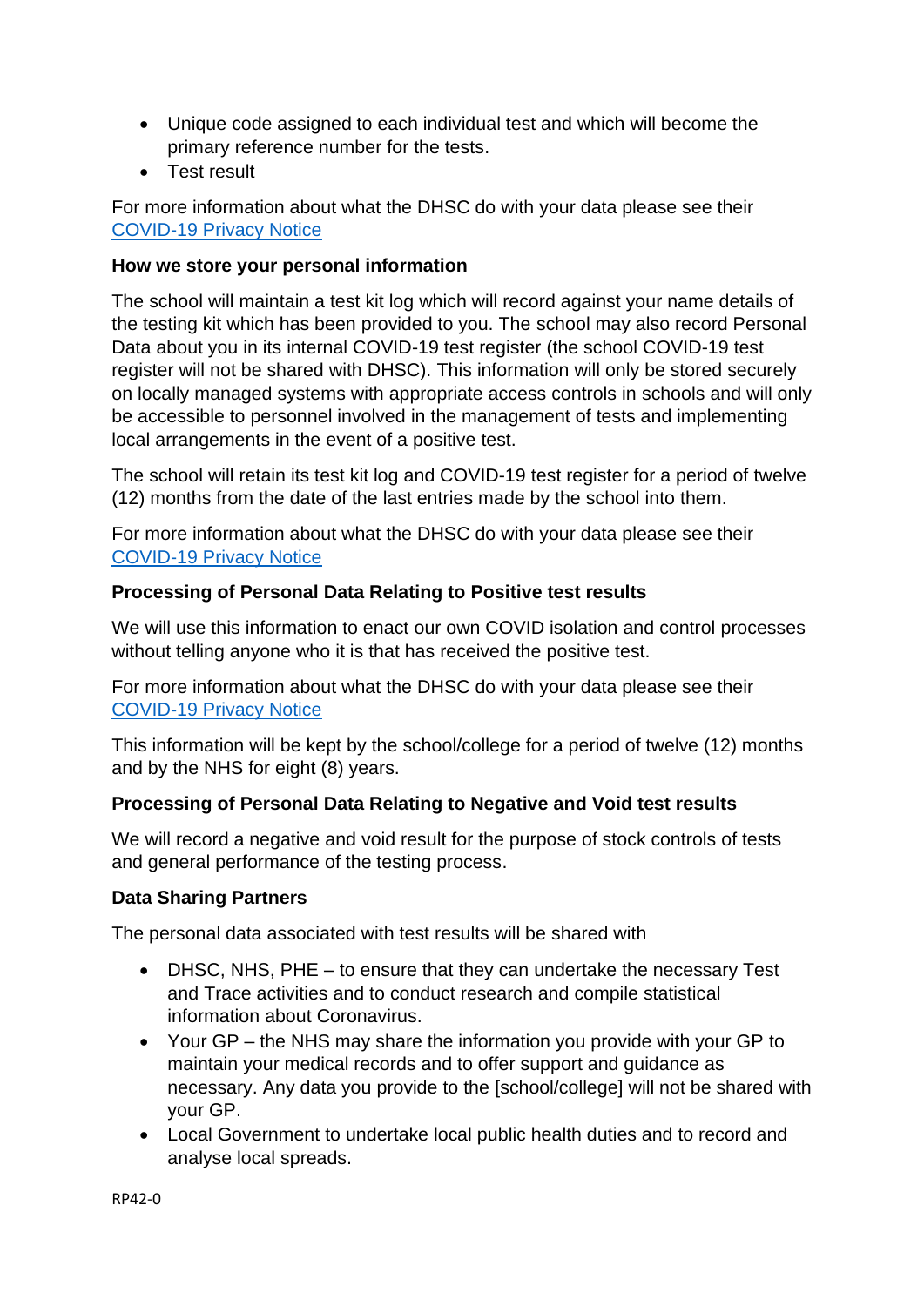- Unique code assigned to each individual test and which will become the primary reference number for the tests.
- Test result

For more information about what the DHSC do with your data please see their [COVID-19 Privacy Notice]

**How we store your personal information**

The school will maintain a test kit log which will record against your name details of the testing kit which has been provided to you. The school may also record Personal Data about you in its internal COVID-19 test register (the school COVID-19 test register will not be shared with DHSC). This information will only be stored securely on locally managed systems with appropriate access controls in schools and will only be accessible to personnel involved in the management of tests and implementing local arrangements in the event of a positive test.

The school will retain its test kit log and COVID-19 test register for a period of twelve (12) months from the date of the last entries made by the school into them.

For more information about what the DHSC do with your data please see their [COVID-19 Privacy Notice]

**Processing of Personal Data Relating to Positive test results**

We will use this information to enact our own COVID isolation and control processes without telling anyone who it is that has received the positive test.

For more information about what the DHSC do with your data please see their [COVID-19 Privacy Notice]

This information will be kept by the school/college for a period of twelve (12) months and by the NHS for eight (8) years.

**Processing of Personal Data Relating to Negative and Void test results**

We will record a negative and void result for the purpose of stock controls of tests and general performance of the testing process.

**Data Sharing Partners**

The personal data associated with test results will be shared with

- DHSC, NHS, PHE – to ensure that they can undertake the necessary Test and Trace activities and to conduct research and compile statistical information about Coronavirus.
- Your GP – the NHS may share the information you provide with your GP to maintain your medical records and to offer support and guidance as necessary. Any data you provide to the [school/college] will not be shared with your GP.
- Local Government to undertake local public health duties and to record and analyse local spreads.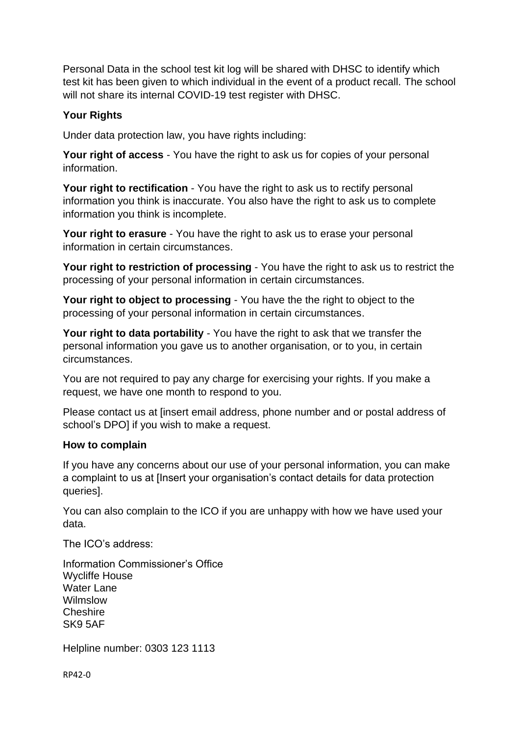Personal Data in the school test kit log will be shared with DHSC to identify which test kit has been given to which individual in the event of a product recall. The school will not share its internal COVID-19 test register with DHSC.

### Your Rights

Under data protection law, you have rights including:

**Your right of access** - You have the right to ask us for copies of your personal information.

**Your right to rectification** - You have the right to ask us to rectify personal information you think is inaccurate. You also have the right to ask us to complete information you think is incomplete.

**Your right to erasure** - You have the right to ask us to erase your personal information in certain circumstances.

**Your right to restriction of processing** - You have the right to ask us to restrict the processing of your personal information in certain circumstances.

**Your right to object to processing** - You have the the right to object to the processing of your personal information in certain circumstances.

**Your right to data portability** - You have the right to ask that we transfer the personal information you gave us to another organisation, or to you, in certain circumstances.

You are not required to pay any charge for exercising your rights. If you make a request, we have one month to respond to you.

Please contact us at [insert email address, phone number and or postal address of school's DPO] if you wish to make a request.

### How to complain

If you have any concerns about our use of your personal information, you can make a complaint to us at [Insert your organisation's contact details for data protection queries].

You can also complain to the ICO if you are unhappy with how we have used your data.

The ICO's address:

Information Commissioner's Office
Wycliffe House
Water Lane
Wilmslow
Cheshire
SK9 5AF

Helpline number: 0303 123 1113

RP42-0